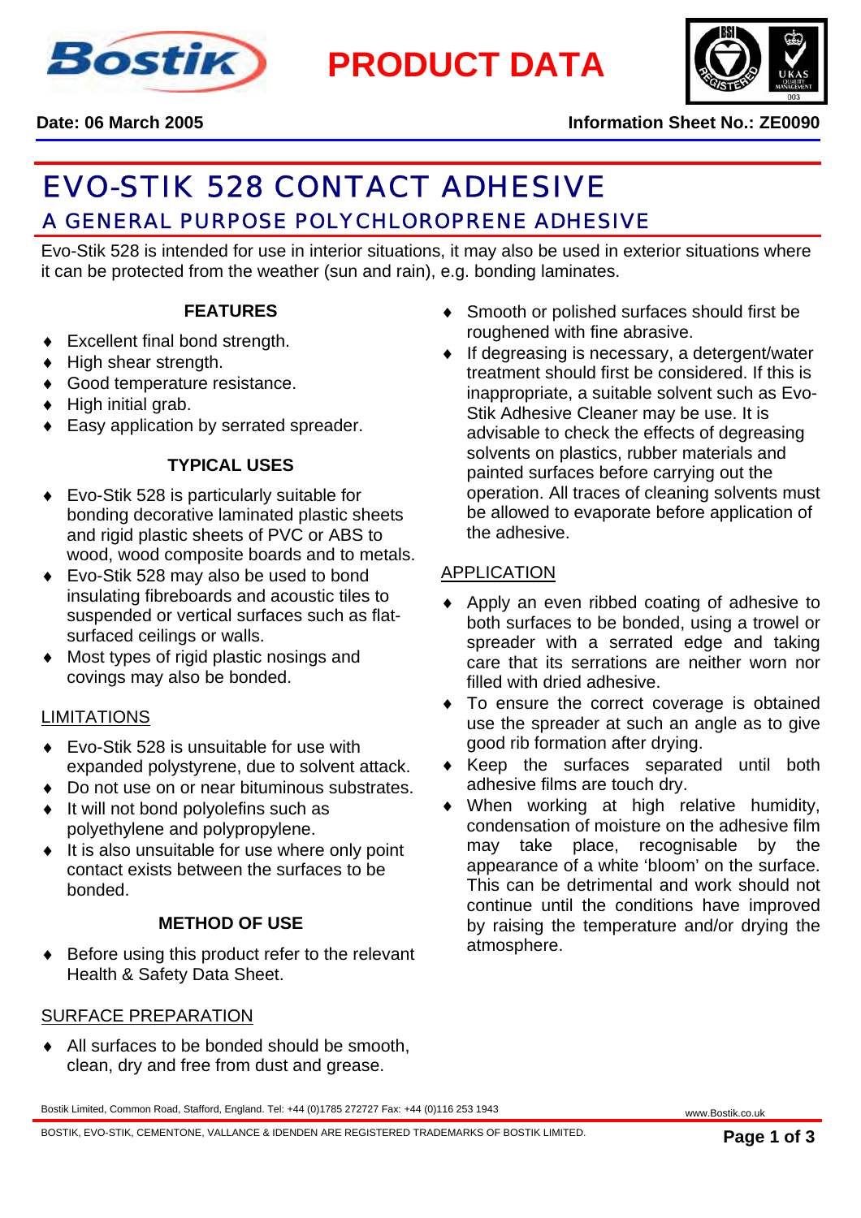**PRODUCT DATA**

**Date: 06 March 2005** **Information Sheet No.: ZE0090**

# EVO-STIK 528 CONTACT ADHESIVE

## A GENERAL PURPOSE POLYCHLOROPRENE ADHESIVE

Evo-Stik 528 is intended for use in interior situations, it may also be used in exterior situations where it can be protected from the weather (sun and rain), e.g. bonding laminates.

### FEATURES

- Excellent final bond strength.
- High shear strength.
- Good temperature resistance.
- High initial grab.
- Easy application by serrated spreader.

### TYPICAL USES

- Evo-Stik 528 is particularly suitable for bonding decorative laminated plastic sheets and rigid plastic sheets of PVC or ABS to wood, wood composite boards and to metals.
- Evo-Stik 528 may also be used to bond insulating fibreboards and acoustic tiles to suspended or vertical surfaces such as flat-surfaced ceilings or walls.
- Most types of rigid plastic nosings and covings may also be bonded.

### LIMITATIONS

- Evo-Stik 528 is unsuitable for use with expanded polystyrene, due to solvent attack.
- Do not use on or near bituminous substrates.
- It will not bond polyolefins such as polyethylene and polypropylene.
- It is also unsuitable for use where only point contact exists between the surfaces to be bonded.

### METHOD OF USE

- Before using this product refer to the relevant Health & Safety Data Sheet.

### SURFACE PREPARATION

- All surfaces to be bonded should be smooth, clean, dry and free from dust and grease.
- Smooth or polished surfaces should first be roughened with fine abrasive.
- If degreasing is necessary, a detergent/water treatment should first be considered. If this is inappropriate, a suitable solvent such as Evo-Stik Adhesive Cleaner may be use. It is advisable to check the effects of degreasing solvents on plastics, rubber materials and painted surfaces before carrying out the operation. All traces of cleaning solvents must be allowed to evaporate before application of the adhesive.

### APPLICATION

- Apply an even ribbed coating of adhesive to both surfaces to be bonded, using a trowel or spreader with a serrated edge and taking care that its serrations are neither worn nor filled with dried adhesive.
- To ensure the correct coverage is obtained use the spreader at such an angle as to give good rib formation after drying.
- Keep the surfaces separated until both adhesive films are touch dry.
- When working at high relative humidity, condensation of moisture on the adhesive film may take place, recognisable by the appearance of a white 'bloom' on the surface. This can be detrimental and work should not continue until the conditions have improved by raising the temperature and/or drying the atmosphere.

Bostik Limited, Common Road, Stafford, England. Tel: +44 (0)1785 272727 Fax: +44 (0)116 253 1943 www.Bostik.co.uk

BOSTIK, EVO-STIK, CEMENTONE, VALLANCE & IDENDEN ARE REGISTERED TRADEMARKS OF BOSTIK LIMITED.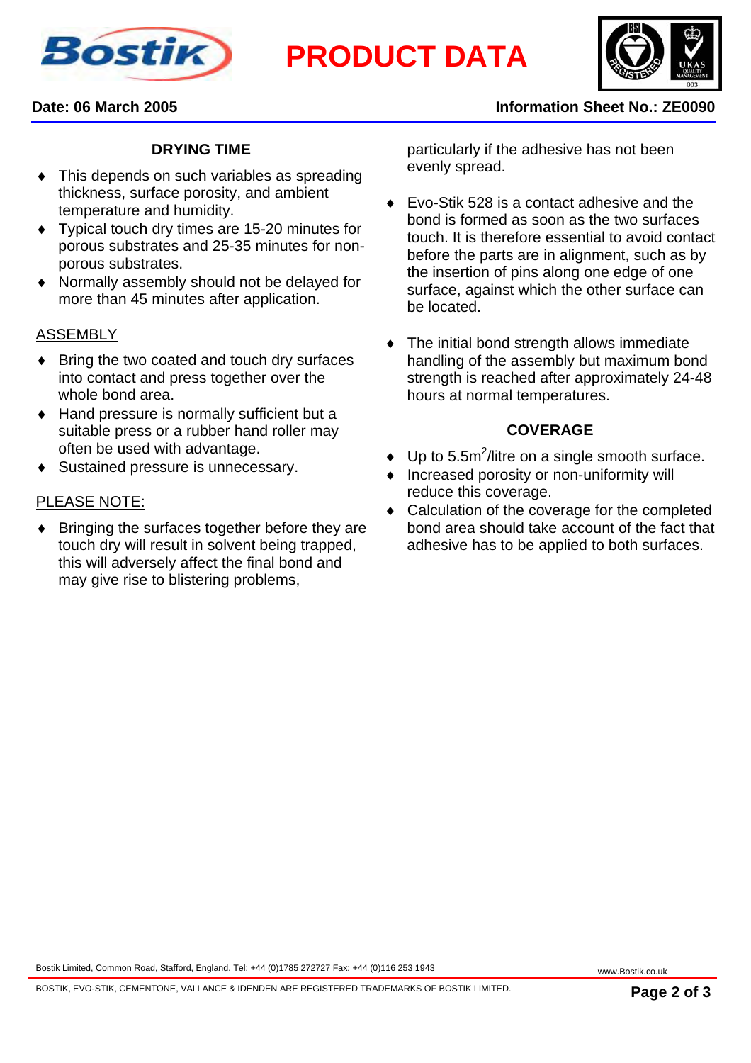## DRYING TIME

- This depends on such variables as spreading thickness, surface porosity, and ambient temperature and humidity.
- Typical touch dry times are 15-20 minutes for porous substrates and 25-35 minutes for non-porous substrates.
- Normally assembly should not be delayed for more than 45 minutes after application.

### ASSEMBLY

- Bring the two coated and touch dry surfaces into contact and press together over the whole bond area.
- Hand pressure is normally sufficient but a suitable press or a rubber hand roller may often be used with advantage.
- Sustained pressure is unnecessary.

### PLEASE NOTE:

- Bringing the surfaces together before they are touch dry will result in solvent being trapped, this will adversely affect the final bond and may give rise to blistering problems, particularly if the adhesive has not been evenly spread.
- Evo-Stik 528 is a contact adhesive and the bond is formed as soon as the two surfaces touch. It is therefore essential to avoid contact before the parts are in alignment, such as by the insertion of pins along one edge of one surface, against which the other surface can be located.
- The initial bond strength allows immediate handling of the assembly but maximum bond strength is reached after approximately 24-48 hours at normal temperatures.

## COVERAGE

- Up to 5.5$m^2$/litre on a single smooth surface.
- Increased porosity or non-uniformity will reduce this coverage.
- Calculation of the coverage for the completed bond area should take account of the fact that adhesive has to be applied to both surfaces.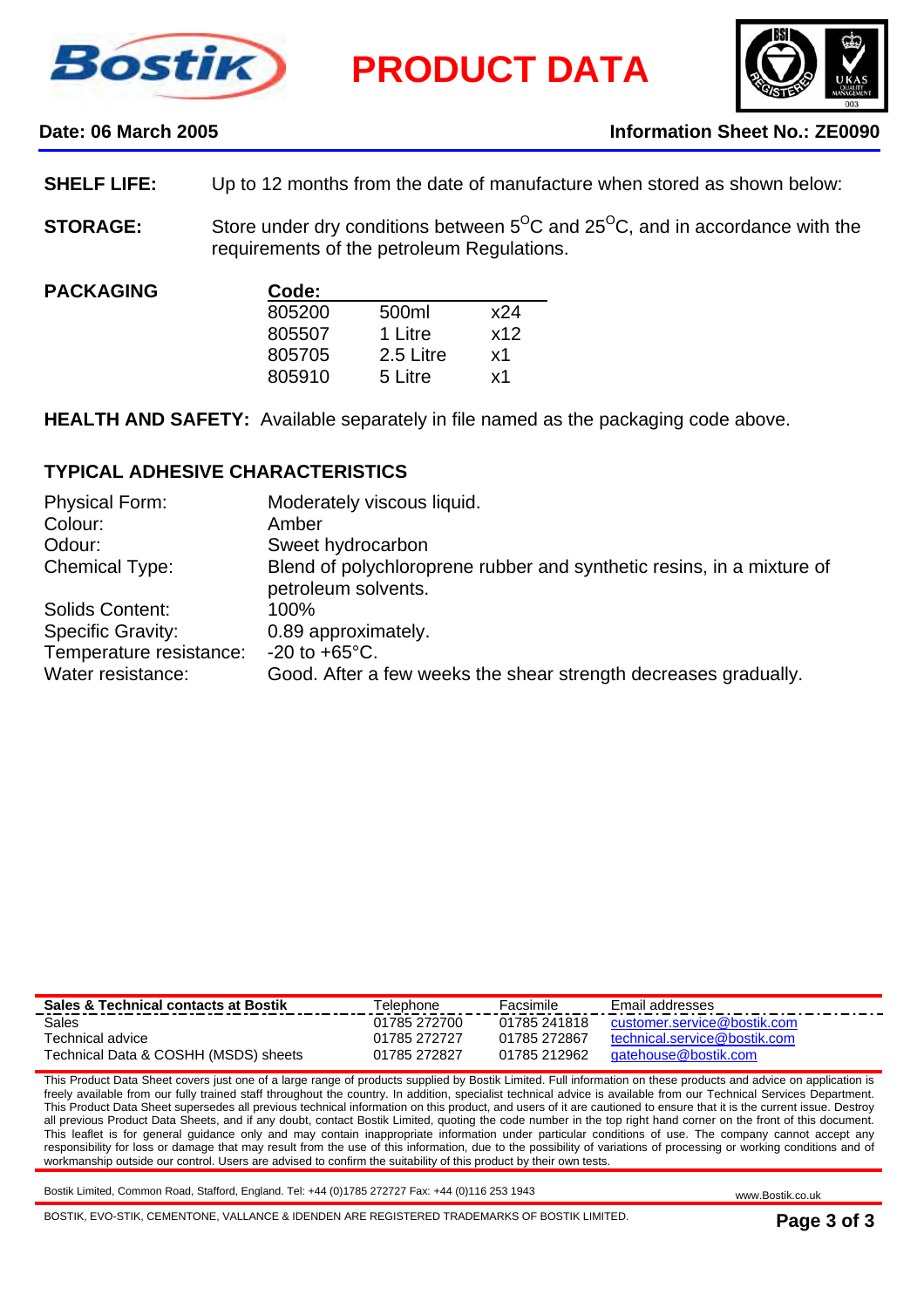# PRODUCT DATA

**Date: 06 March 2005** **Information Sheet No.: ZE0090**

**SHELF LIFE:** Up to 12 months from the date of manufacture when stored as shown below:

**STORAGE:** Store under dry conditions between 5$^{O}$C and 25$^{O}$C, and in accordance with the requirements of the petroleum Regulations.

**PACKAGING**

| Code: | | |
|---|---|---|
| 805200 | 500ml | x24 |
| 805507 | 1 Litre | x12 |
| 805705 | 2.5 Litre | x1 |
| 805910 | 5 Litre | x1 |

**HEALTH AND SAFETY:** Available separately in file named as the packaging code above.

## TYPICAL ADHESIVE CHARACTERISTICS

| | |
|---|---|
| Physical Form: | Moderately viscous liquid. |
| Colour: | Amber |
| Odour: | Sweet hydrocarbon |
| Chemical Type: | Blend of polychloroprene rubber and synthetic resins, in a mixture of petroleum solvents. |
| Solids Content: | 100% |
| Specific Gravity: | 0.89 approximately. |
| Temperature resistance: | -20 to +65°C. |
| Water resistance: | Good. After a few weeks the shear strength decreases gradually. |

| Sales & Technical contacts at Bostik | Telephone | Facsimile | Email addresses |
|---|---|---|---|
| Sales | 01785 272700 | 01785 241818 | customer.service@bostik.com |
| Technical advice | 01785 272727 | 01785 272867 | technical.service@bostik.com |
| Technical Data & COSHH (MSDS) sheets | 01785 272827 | 01785 212962 | gatehouse@bostik.com |

This Product Data Sheet covers just one of a large range of products supplied by Bostik Limited. Full information on these products and advice on application is freely available from our fully trained staff throughout the country. In addition, specialist technical advice is available from our Technical Services Department. This Product Data Sheet supersedes all previous technical information on this product, and users of it are cautioned to ensure that it is the current issue. Destroy all previous Product Data Sheets, and if any doubt, contact Bostik Limited, quoting the code number in the top right hand corner on the front of this document. This leaflet is for general guidance only and may contain inappropriate information under particular conditions of use. The company cannot accept any responsibility for loss or damage that may result from the use of this information, due to the possibility of variations of processing or working conditions and of workmanship outside our control. Users are advised to confirm the suitability of this product by their own tests.

Bostik Limited, Common Road, Stafford, England. Tel: +44 (0)1785 272727 Fax: +44 (0)116 253 1943 www.Bostik.co.uk

BOSTIK, EVO-STIK, CEMENTONE, VALLANCE & IDENDEN ARE REGISTERED TRADEMARKS OF BOSTIK LIMITED.